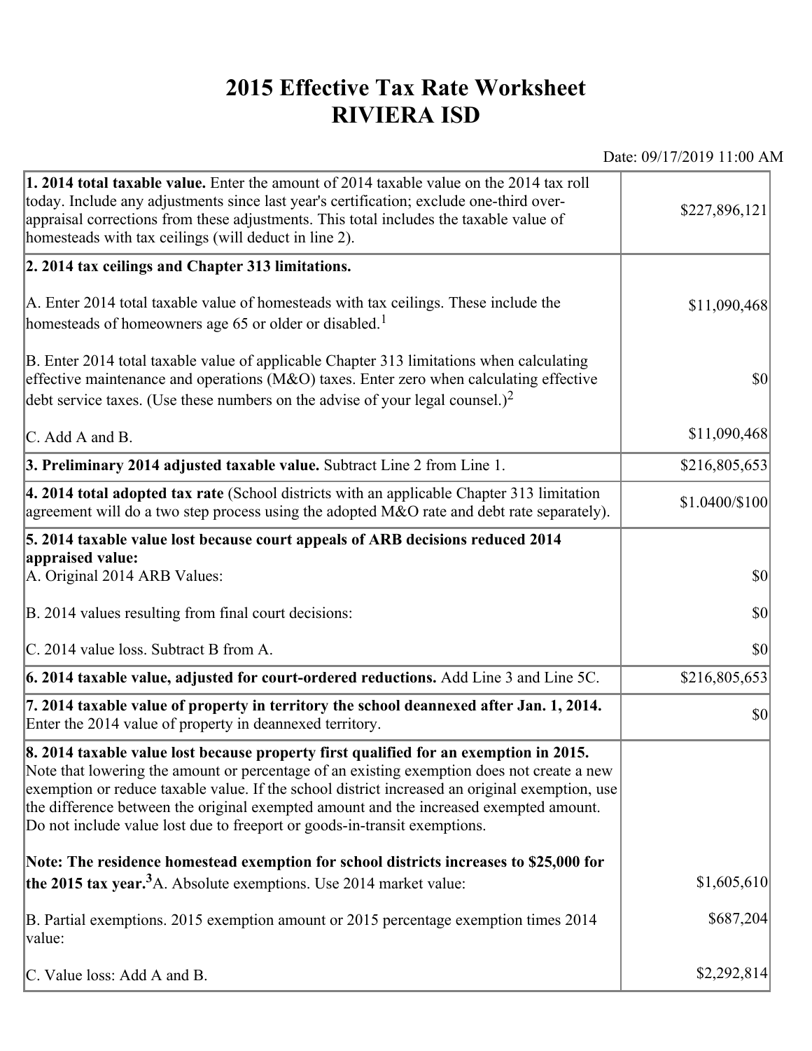# 2015 Effective Tax Rate Worksheet
# RIVIERA ISD

Date: 09/17/2019 11:00 AM

| | |
|---|---|
| **1. 2014 total taxable value.** Enter the amount of 2014 taxable value on the 2014 tax roll today. Include any adjustments since last year's certification; exclude one-third over-appraisal corrections from these adjustments. This total includes the taxable value of homesteads with tax ceilings (will deduct in line 2). | $227,896,121 |
| **2. 2014 tax ceilings and Chapter 313 limitations.**<br><br>A. Enter 2014 total taxable value of homesteads with tax ceilings. These include the homesteads of homeowners age 65 or older or disabled.[1]<br><br>B. Enter 2014 total taxable value of applicable Chapter 313 limitations when calculating effective maintenance and operations (M&O) taxes. Enter zero when calculating effective debt service taxes. (Use these numbers on the advise of your legal counsel.)[2]<br><br>C. Add A and B. | <br><br>$11,090,468<br><br>$0<br><br>$11,090,468 |
| **3. Preliminary 2014 adjusted taxable value.** Subtract Line 2 from Line 1. | $216,805,653 |
| **4. 2014 total adopted tax rate** (School districts with an applicable Chapter 313 limitation agreement will do a two step process using the adopted M&O rate and debt rate separately). | $1.0400/$100 |
| **5. 2014 taxable value lost because court appeals of ARB decisions reduced 2014 appraised value:**<br>A. Original 2014 ARB Values:<br><br>B. 2014 values resulting from final court decisions:<br><br>C. 2014 value loss. Subtract B from A. | <br><br>$0<br><br>$0<br><br>$0 |
| **6. 2014 taxable value, adjusted for court-ordered reductions.** Add Line 3 and Line 5C. | $216,805,653 |
| **7. 2014 taxable value of property in territory the school deannexed after Jan. 1, 2014.** Enter the 2014 value of property in deannexed territory. | $0 |
| **8. 2014 taxable value lost because property first qualified for an exemption in 2015.** Note that lowering the amount or percentage of an existing exemption does not create a new exemption or reduce taxable value. If the school district increased an original exemption, use the difference between the original exempted amount and the increased exempted amount. Do not include value lost due to freeport or goods-in-transit exemptions.<br><br>**Note: The residence homestead exemption for school districts increases to $25,000 for the 2015 tax year.[3]** A. Absolute exemptions. Use 2014 market value:<br><br>B. Partial exemptions. 2015 exemption amount or 2015 percentage exemption times 2014 value:<br><br>C. Value loss: Add A and B. | <br><br><br><br><br><br>$1,605,610<br><br>$687,204<br><br>$2,292,814 |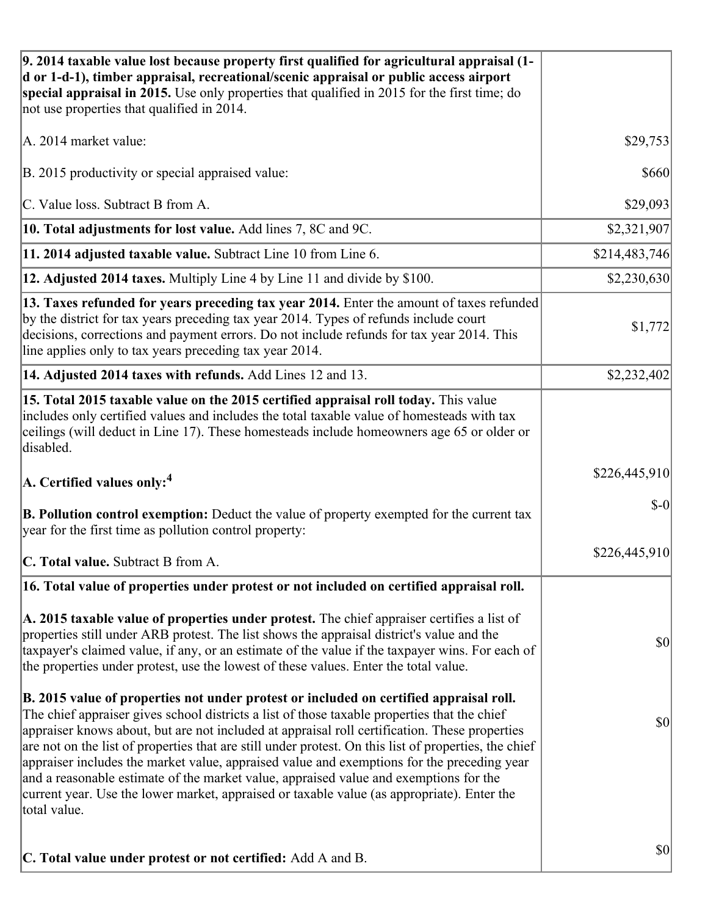| | |
|---|---|
| **9. 2014 taxable value lost because property first qualified for agricultural appraisal (1-d or 1-d-1), timber appraisal, recreational/scenic appraisal or public access airport special appraisal in 2015.** Use only properties that qualified in 2015 for the first time; do not use properties that qualified in 2014.<br><br>A. 2014 market value:<br><br>B. 2015 productivity or special appraised value:<br><br>C. Value loss. Subtract B from A. | <br><br><br><br>$29,753<br><br>$660<br><br>$29,093 |
| **10. Total adjustments for lost value.** Add lines 7, 8C and 9C. | $2,321,907 |
| **11. 2014 adjusted taxable value.** Subtract Line 10 from Line 6. | $214,483,746 |
| **12. Adjusted 2014 taxes.** Multiply Line 4 by Line 11 and divide by $100. | $2,230,630 |
| **13. Taxes refunded for years preceding tax year 2014.** Enter the amount of taxes refunded by the district for tax years preceding tax year 2014. Types of refunds include court decisions, corrections and payment errors. Do not include refunds for tax year 2014. This line applies only to tax years preceding tax year 2014. | $1,772 |
| **14. Adjusted 2014 taxes with refunds.** Add Lines 12 and 13. | $2,232,402 |
| **15. Total 2015 taxable value on the 2015 certified appraisal roll today.** This value includes only certified values and includes the total taxable value of homesteads with tax ceilings (will deduct in Line 17). These homesteads include homeowners age 65 or older or disabled.<br><br>**A. Certified values only:**[4]<br><br>**B. Pollution control exemption:** Deduct the value of property exempted for the current tax year for the first time as pollution control property:<br><br>**C. Total value.** Subtract B from A. | <br><br><br><br>$226,445,910<br><br>$-0<br><br>$226,445,910 |
| **16. Total value of properties under protest or not included on certified appraisal roll.**<br><br>**A. 2015 taxable value of properties under protest.** The chief appraiser certifies a list of properties still under ARB protest. The list shows the appraisal district's value and the taxpayer's claimed value, if any, or an estimate of the value if the taxpayer wins. For each of the properties under protest, use the lowest of these values. Enter the total value.<br><br>**B. 2015 value of properties not under protest or included on certified appraisal roll.** The chief appraiser gives school districts a list of those taxable properties that the chief appraiser knows about, but are not included at appraisal roll certification. These properties are not on the list of properties that are still under protest. On this list of properties, the chief appraiser includes the market value, appraised value and exemptions for the preceding year and a reasonable estimate of the market value, appraised value and exemptions for the current year. Use the lower market, appraised or taxable value (as appropriate). Enter the total value.<br><br>**C. Total value under protest or not certified:** Add A and B. | <br><br>$0<br><br>$0<br><br>$0 |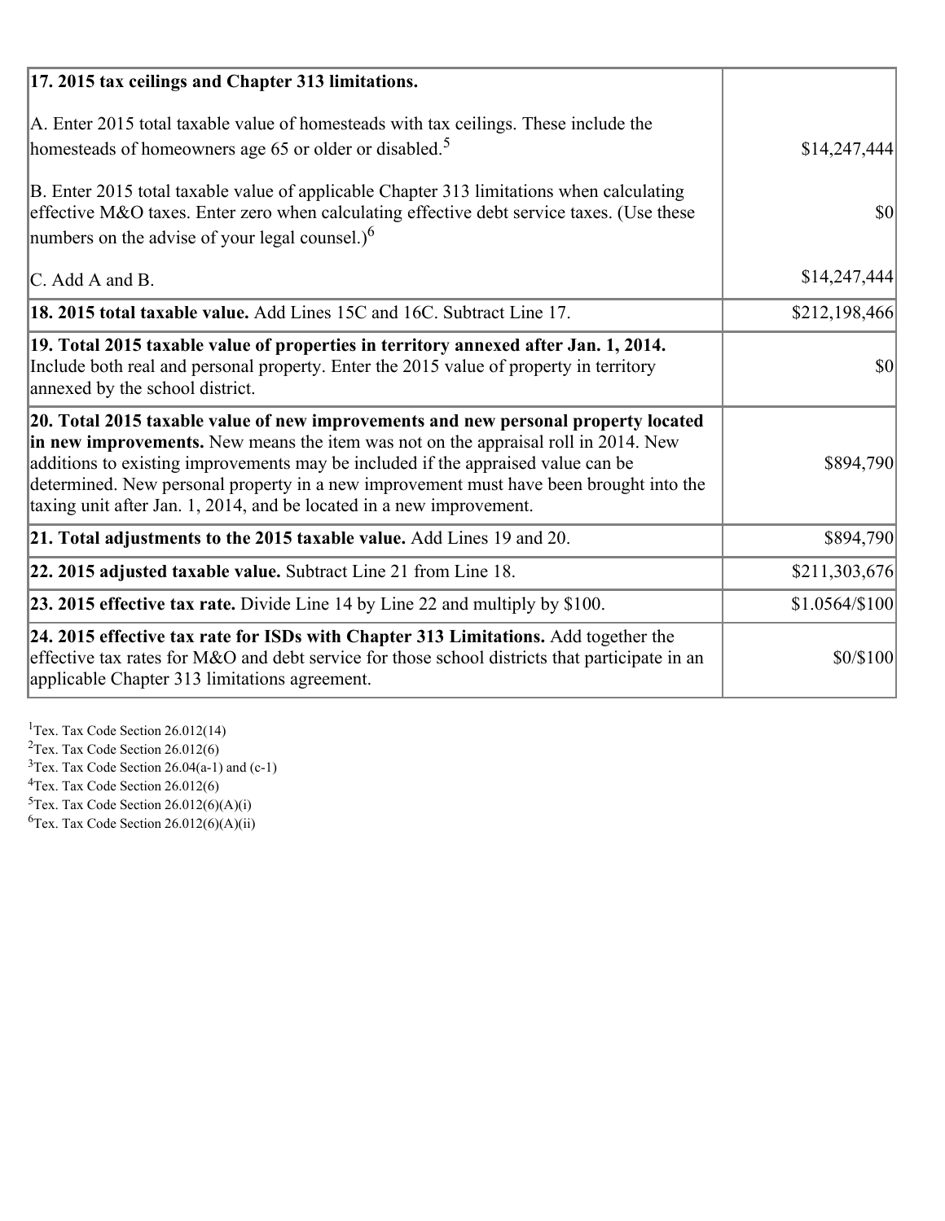| 17. 2015 tax ceilings and Chapter 313 limitations. | |
|---|---|
| A. Enter 2015 total taxable value of homesteads with tax ceilings. These include the homesteads of homeowners age 65 or older or disabled.[5] | $14,247,444 |
| B. Enter 2015 total taxable value of applicable Chapter 313 limitations when calculating effective M&O taxes. Enter zero when calculating effective debt service taxes. (Use these numbers on the advise of your legal counsel.)[6] | $0 |
| C. Add A and B. | $14,247,444 |
| **18. 2015 total taxable value.** Add Lines 15C and 16C. Subtract Line 17. | $212,198,466 |
| **19. Total 2015 taxable value of properties in territory annexed after Jan. 1, 2014.** Include both real and personal property. Enter the 2015 value of property in territory annexed by the school district. | $0 |
| **20. Total 2015 taxable value of new improvements and new personal property located in new improvements.** New means the item was not on the appraisal roll in 2014. New additions to existing improvements may be included if the appraised value can be determined. New personal property in a new improvement must have been brought into the taxing unit after Jan. 1, 2014, and be located in a new improvement. | $894,790 |
| **21. Total adjustments to the 2015 taxable value.** Add Lines 19 and 20. | $894,790 |
| **22. 2015 adjusted taxable value.** Subtract Line 21 from Line 18. | $211,303,676 |
| **23. 2015 effective tax rate.** Divide Line 14 by Line 22 and multiply by $100. | $1.0564/$100 |
| **24. 2015 effective tax rate for ISDs with Chapter 313 Limitations.** Add together the effective tax rates for M&O and debt service for those school districts that participate in an applicable Chapter 313 limitations agreement. | $0/$100 |

[1] Tex. Tax Code Section 26.012(14)
[2] Tex. Tax Code Section 26.012(6)
[3] Tex. Tax Code Section 26.04(a-1) and (c-1)
[4] Tex. Tax Code Section 26.012(6)
[5] Tex. Tax Code Section 26.012(6)(A)(i)
[6] Tex. Tax Code Section 26.012(6)(A)(ii)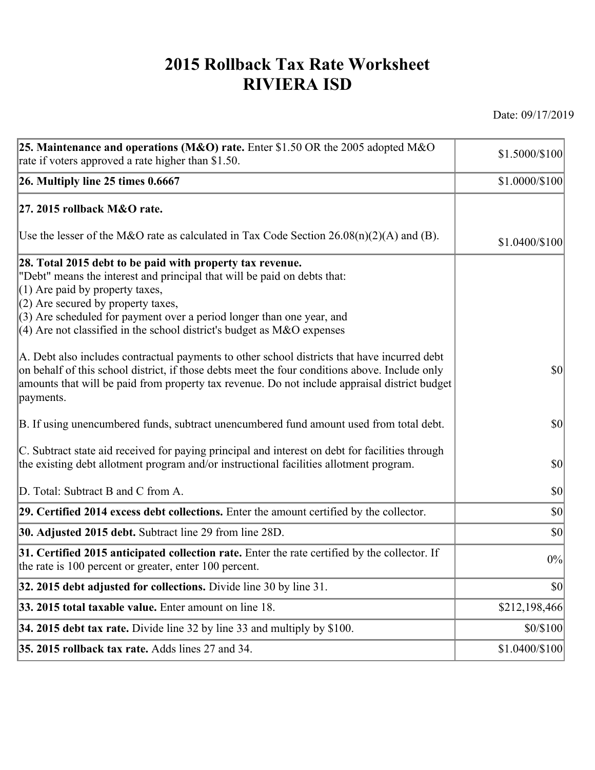# 2015 Rollback Tax Rate Worksheet
# RIVIERA ISD

Date: 09/17/2019

| | |
|---|---|
| **25. Maintenance and operations (M&O) rate.** Enter \$1.50 OR the 2005 adopted M&O rate if voters approved a rate higher than \$1.50. | \$1.5000/\$100 |
| **26. Multiply line 25 times 0.6667** | \$1.0000/\$100 |
| **27. 2015 rollback M&O rate.**<br><br>Use the lesser of the M&O rate as calculated in Tax Code Section 26.08(n)(2)(A) and (B). | \$1.0400/\$100 |
| **28. Total 2015 debt to be paid with property tax revenue.**<br>"Debt" means the interest and principal that will be paid on debts that:<br>(1) Are paid by property taxes,<br>(2) Are secured by property taxes,<br>(3) Are scheduled for payment over a period longer than one year, and<br>(4) Are not classified in the school district's budget as M&O expenses<br><br>A. Debt also includes contractual payments to other school districts that have incurred debt on behalf of this school district, if those debts meet the four conditions above. Include only amounts that will be paid from property tax revenue. Do not include appraisal district budget payments. | \$0 |
| B. If using unencumbered funds, subtract unencumbered fund amount used from total debt. | \$0 |
| C. Subtract state aid received for paying principal and interest on debt for facilities through the existing debt allotment program and/or instructional facilities allotment program. | \$0 |
| D. Total: Subtract B and C from A. | \$0 |
| **29. Certified 2014 excess debt collections.** Enter the amount certified by the collector. | \$0 |
| **30. Adjusted 2015 debt.** Subtract line 29 from line 28D. | \$0 |
| **31. Certified 2015 anticipated collection rate.** Enter the rate certified by the collector. If the rate is 100 percent or greater, enter 100 percent. | 0% |
| **32. 2015 debt adjusted for collections.** Divide line 30 by line 31. | \$0 |
| **33. 2015 total taxable value.** Enter amount on line 18. | \$212,198,466 |
| **34. 2015 debt tax rate.** Divide line 32 by line 33 and multiply by \$100. | \$0/\$100 |
| **35. 2015 rollback tax rate.** Adds lines 27 and 34. | \$1.0400/\$100 |